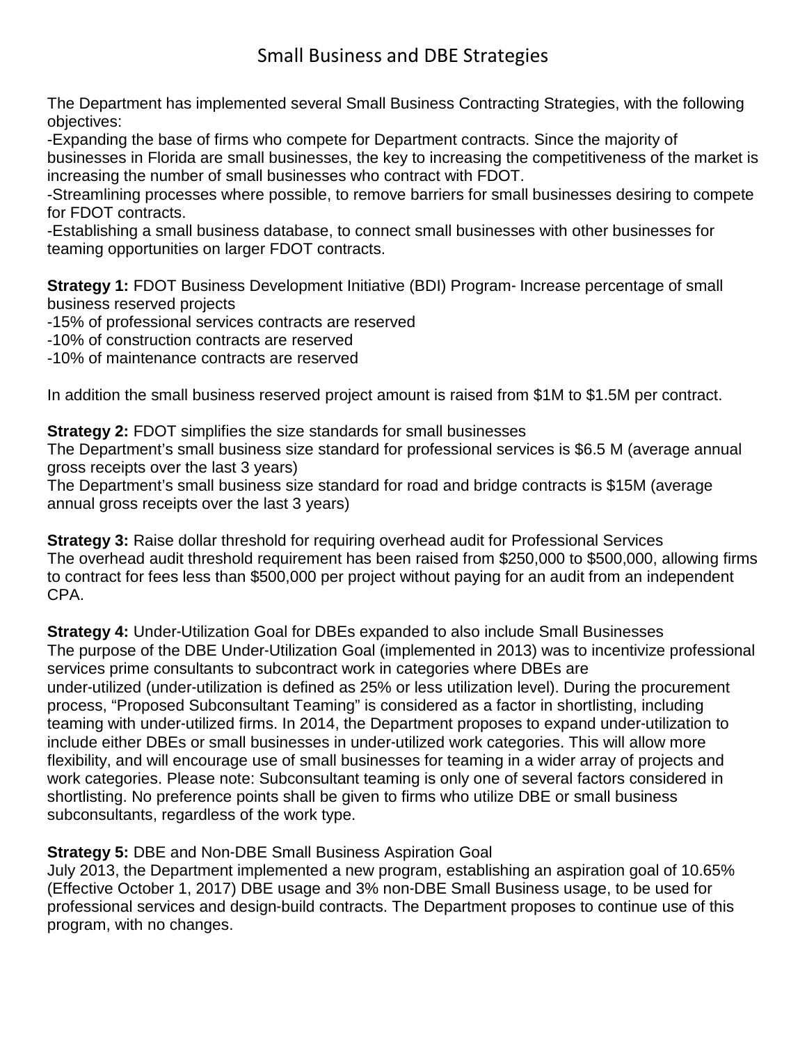# Small Business and DBE Strategies

The Department has implemented several Small Business Contracting Strategies, with the following objectives:

-Expanding the base of firms who compete for Department contracts. Since the majority of businesses in Florida are small businesses, the key to increasing the competitiveness of the market is increasing the number of small businesses who contract with FDOT.

-Streamlining processes where possible, to remove barriers for small businesses desiring to compete for FDOT contracts.

-Establishing a small business database, to connect small businesses with other businesses for teaming opportunities on larger FDOT contracts.

**Strategy 1:** FDOT Business Development Initiative (BDI) Program- Increase percentage of small business reserved projects

-15% of professional services contracts are reserved

-10% of construction contracts are reserved

-10% of maintenance contracts are reserved

In addition the small business reserved project amount is raised from $1M to $1.5M per contract.

**Strategy 2:** FDOT simplifies the size standards for small businesses

The Department's small business size standard for professional services is $6.5 M (average annual gross receipts over the last 3 years)

The Department's small business size standard for road and bridge contracts is $15M (average annual gross receipts over the last 3 years)

**Strategy 3:** Raise dollar threshold for requiring overhead audit for Professional Services

The overhead audit threshold requirement has been raised from $250,000 to $500,000, allowing firms to contract for fees less than $500,000 per project without paying for an audit from an independent CPA.

**Strategy 4:** Under-Utilization Goal for DBEs expanded to also include Small Businesses

The purpose of the DBE Under-Utilization Goal (implemented in 2013) was to incentivize professional services prime consultants to subcontract work in categories where DBEs are under-utilized (under-utilization is defined as 25% or less utilization level). During the procurement process, "Proposed Subconsultant Teaming" is considered as a factor in shortlisting, including teaming with under-utilized firms. In 2014, the Department proposes to expand under-utilization to include either DBEs or small businesses in under-utilized work categories. This will allow more flexibility, and will encourage use of small businesses for teaming in a wider array of projects and work categories. Please note: Subconsultant teaming is only one of several factors considered in shortlisting. No preference points shall be given to firms who utilize DBE or small business subconsultants, regardless of the work type.

**Strategy 5:** DBE and Non-DBE Small Business Aspiration Goal

July 2013, the Department implemented a new program, establishing an aspiration goal of 10.65% (Effective October 1, 2017) DBE usage and 3% non-DBE Small Business usage, to be used for professional services and design-build contracts. The Department proposes to continue use of this program, with no changes.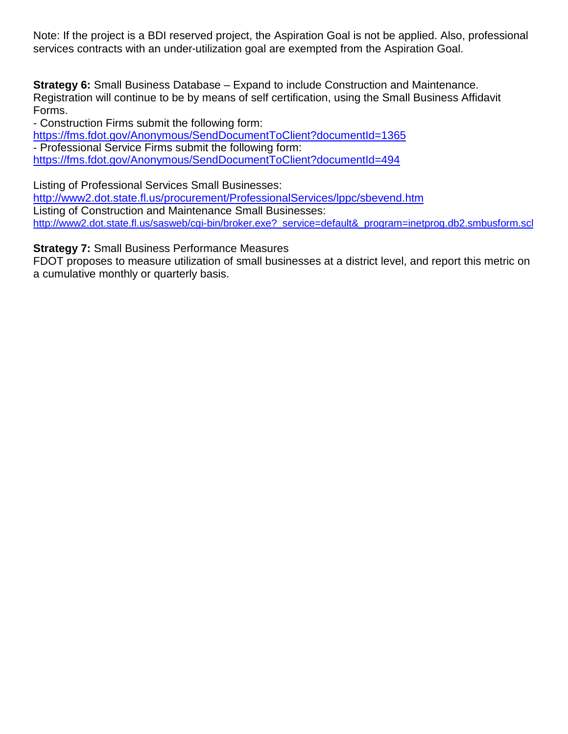Note: If the project is a BDI reserved project, the Aspiration Goal is not be applied. Also, professional services contracts with an under-utilization goal are exempted from the Aspiration Goal.

**Strategy 6:** Small Business Database – Expand to include Construction and Maintenance. Registration will continue to be by means of self certification, using the Small Business Affidavit Forms.

- Construction Firms submit the following form:
https://fms.fdot.gov/Anonymous/SendDocumentToClient?documentId=1365
- Professional Service Firms submit the following form:
https://fms.fdot.gov/Anonymous/SendDocumentToClient?documentId=494

Listing of Professional Services Small Businesses:
http://www2.dot.state.fl.us/procurement/ProfessionalServices/lppc/sbevend.htm
Listing of Construction and Maintenance Small Businesses:
http://www2.dot.state.fl.us/sasweb/cgi-bin/broker.exe?_service=default&_program=inetprog.db2.smbusform.scl

**Strategy 7:** Small Business Performance Measures
FDOT proposes to measure utilization of small businesses at a district level, and report this metric on a cumulative monthly or quarterly basis.